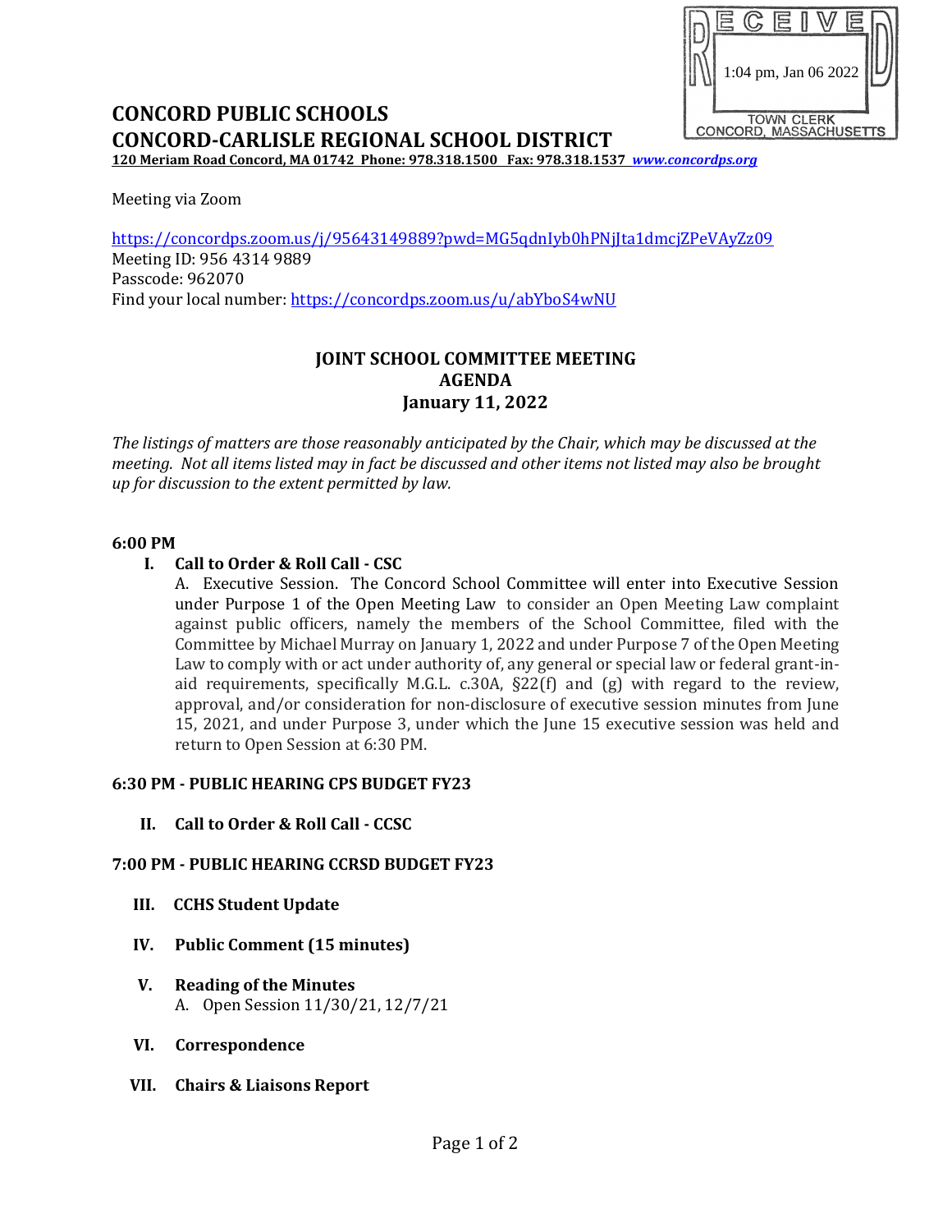RECEIVED
1:04 pm, Jan 06 2022
TOWN CLERK
CONCORD, MASSACHUSETTS

# CONCORD PUBLIC SCHOOLS
# CONCORD-CARLISLE REGIONAL SCHOOL DISTRICT

**120 Meriam Road Concord, MA 01742 Phone: 978.318.1500 Fax: 978.318.1537 *www.concordps.org***

Meeting via Zoom

https://concordps.zoom.us/j/95643149889?pwd=MG5qdnIyb0hPNjJta1dmcjZPeVAyZz09
Meeting ID: 956 4314 9889
Passcode: 962070
Find your local number: https://concordps.zoom.us/u/abYboS4wNU

## JOINT SCHOOL COMMITTEE MEETING
## AGENDA
## January 11, 2022

*The listings of matters are those reasonably anticipated by the Chair, which may be discussed at the meeting. Not all items listed may in fact be discussed and other items not listed may also be brought up for discussion to the extent permitted by law.*

**6:00 PM**

**I. Call to Order & Roll Call - CSC**

A. Executive Session. The Concord School Committee will enter into Executive Session under Purpose 1 of the Open Meeting Law to consider an Open Meeting Law complaint against public officers, namely the members of the School Committee, filed with the Committee by Michael Murray on January 1, 2022 and under Purpose 7 of the Open Meeting Law to comply with or act under authority of, any general or special law or federal grant-in-aid requirements, specifically M.G.L. c.30A, §22(f) and (g) with regard to the review, approval, and/or consideration for non-disclosure of executive session minutes from June 15, 2021, and under Purpose 3, under which the June 15 executive session was held and return to Open Session at 6:30 PM.

**6:30 PM - PUBLIC HEARING CPS BUDGET FY23**

**II. Call to Order & Roll Call - CCSC**

**7:00 PM - PUBLIC HEARING CCRSD BUDGET FY23**

**III. CCHS Student Update**

**IV. Public Comment (15 minutes)**

**V. Reading of the Minutes**

A. Open Session 11/30/21, 12/7/21

**VI. Correspondence**

**VII. Chairs & Liaisons Report**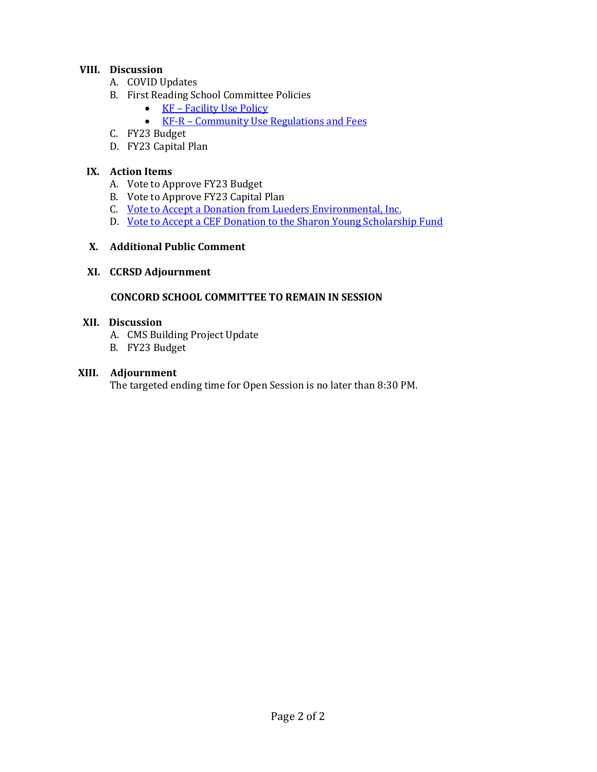**VIII. Discussion**

A. COVID Updates

B. First Reading School Committee Policies

- KF – Facility Use Policy
- KF-R – Community Use Regulations and Fees

C. FY23 Budget

D. FY23 Capital Plan

**IX. Action Items**

A. Vote to Approve FY23 Budget

B. Vote to Approve FY23 Capital Plan

C. Vote to Accept a Donation from Lueders Environmental, Inc.

D. Vote to Accept a CEF Donation to the Sharon Young Scholarship Fund

**X. Additional Public Comment**

**XI. CCRSD Adjournment**

**CONCORD SCHOOL COMMITTEE TO REMAIN IN SESSION**

**XII. Discussion**

A. CMS Building Project Update

B. FY23 Budget

**XIII. Adjournment**

The targeted ending time for Open Session is no later than 8:30 PM.